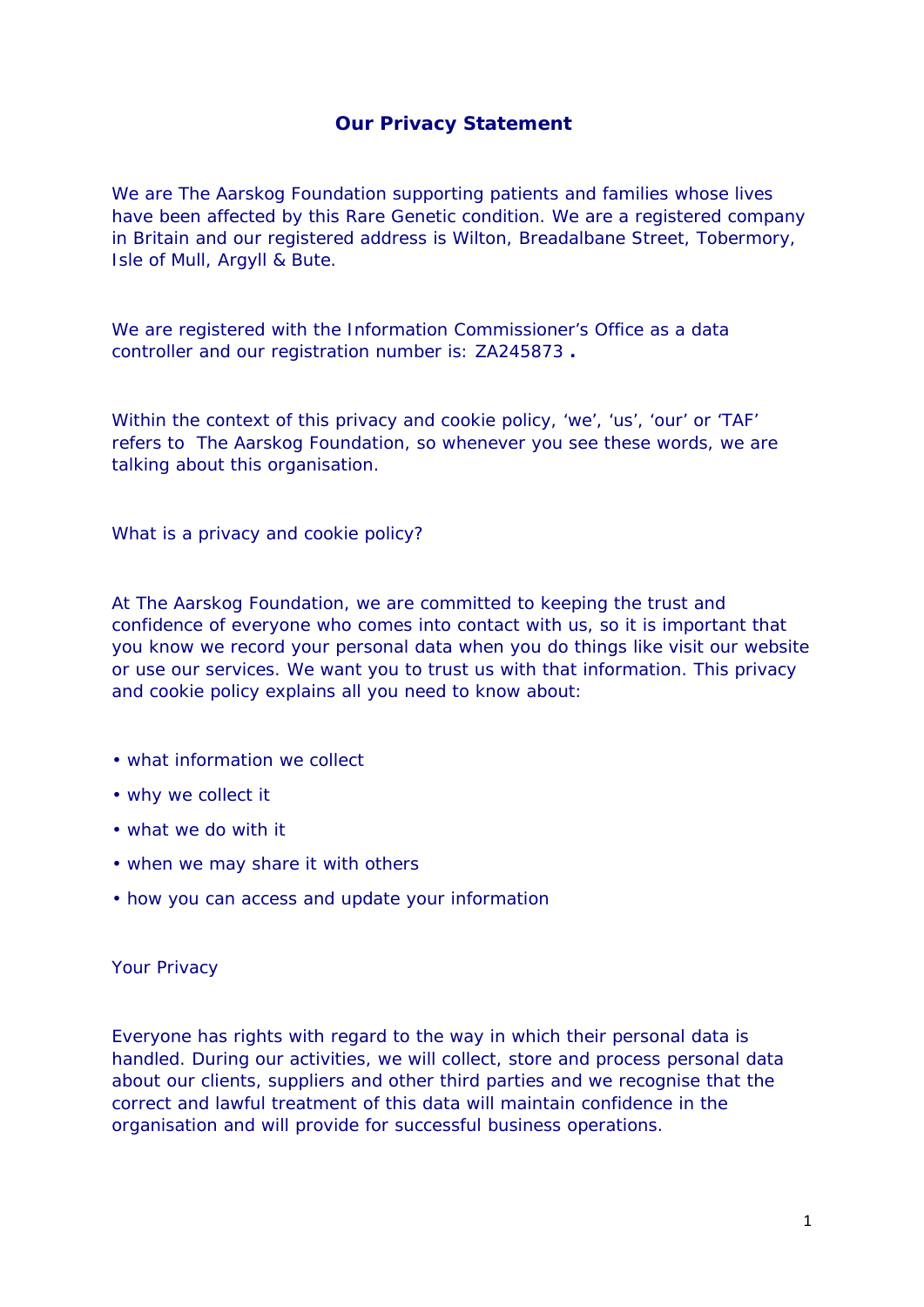# Our Privacy Statement

We are The Aarskog Foundation supporting patients and families whose lives have been affected by this Rare Genetic condition. We are a registered company in Britain and our registered address is Wilton, Breadalbane Street, Tobermory, Isle of Mull, Argyll & Bute.

We are registered with the Information Commissioner's Office as a data controller and our registration number is: ZA245873 **.**

Within the context of this privacy and cookie policy, 'we', 'us', 'our' or 'TAF' refers to The Aarskog Foundation, so whenever you see these words, we are talking about this organisation.

What is a privacy and cookie policy?

At The Aarskog Foundation, we are committed to keeping the trust and confidence of everyone who comes into contact with us, so it is important that you know we record your personal data when you do things like visit our website or use our services. We want you to trust us with that information. This privacy and cookie policy explains all you need to know about:

- what information we collect
- why we collect it
- what we do with it
- when we may share it with others
- how you can access and update your information

Your Privacy

Everyone has rights with regard to the way in which their personal data is handled. During our activities, we will collect, store and process personal data about our clients, suppliers and other third parties and we recognise that the correct and lawful treatment of this data will maintain confidence in the organisation and will provide for successful business operations.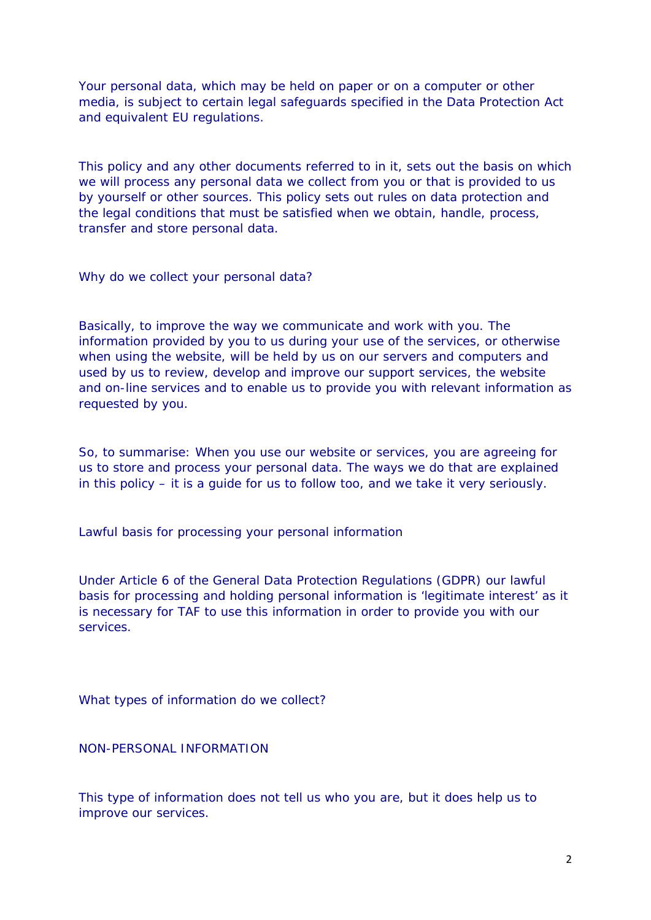Your personal data, which may be held on paper or on a computer or other media, is subject to certain legal safeguards specified in the Data Protection Act and equivalent EU regulations.

This policy and any other documents referred to in it, sets out the basis on which we will process any personal data we collect from you or that is provided to us by yourself or other sources. This policy sets out rules on data protection and the legal conditions that must be satisfied when we obtain, handle, process, transfer and store personal data.

## Why do we collect your personal data?

Basically, to improve the way we communicate and work with you. The information provided by you to us during your use of the services, or otherwise when using the website, will be held by us on our servers and computers and used by us to review, develop and improve our support services, the website and on-line services and to enable us to provide you with relevant information as requested by you.

So, to summarise: When you use our website or services, you are agreeing for us to store and process your personal data. The ways we do that are explained in this policy – it is a guide for us to follow too, and we take it very seriously.

## Lawful basis for processing your personal information

Under Article 6 of the General Data Protection Regulations (GDPR) our lawful basis for processing and holding personal information is 'legitimate interest' as it is necessary for TAF to use this information in order to provide you with our services.

## What types of information do we collect?

### NON-PERSONAL INFORMATION

This type of information does not tell us who you are, but it does help us to improve our services.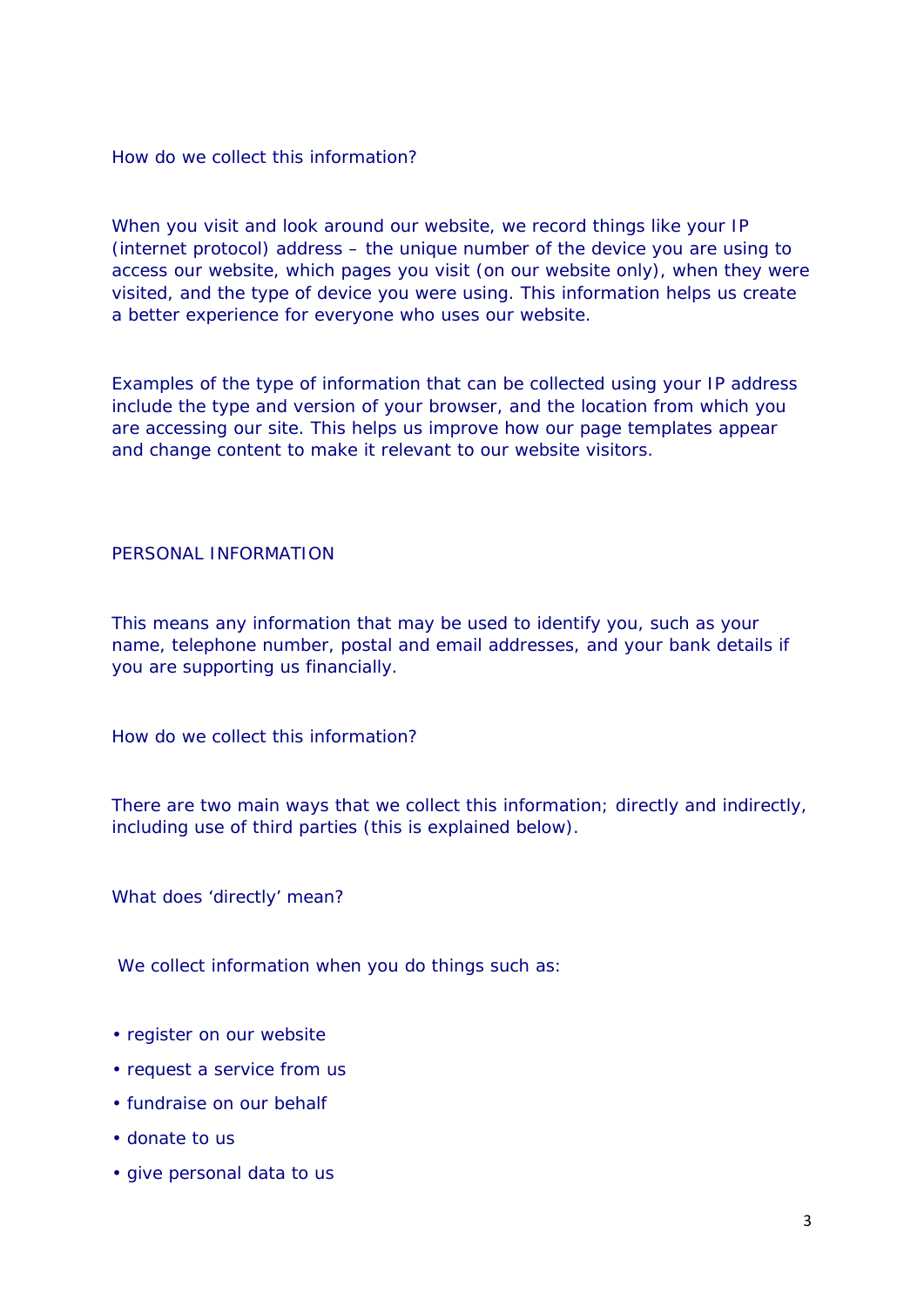How do we collect this information?

When you visit and look around our website, we record things like your IP (internet protocol) address – the unique number of the device you are using to access our website, which pages you visit (on our website only), when they were visited, and the type of device you were using. This information helps us create a better experience for everyone who uses our website.

Examples of the type of information that can be collected using your IP address include the type and version of your browser, and the location from which you are accessing our site. This helps us improve how our page templates appear and change content to make it relevant to our website visitors.

## PERSONAL INFORMATION

This means any information that may be used to identify you, such as your name, telephone number, postal and email addresses, and your bank details if you are supporting us financially.

How do we collect this information?

There are two main ways that we collect this information; directly and indirectly, including use of third parties (this is explained below).

What does 'directly' mean?

We collect information when you do things such as:

- register on our website
- request a service from us
- fundraise on our behalf
- donate to us
- give personal data to us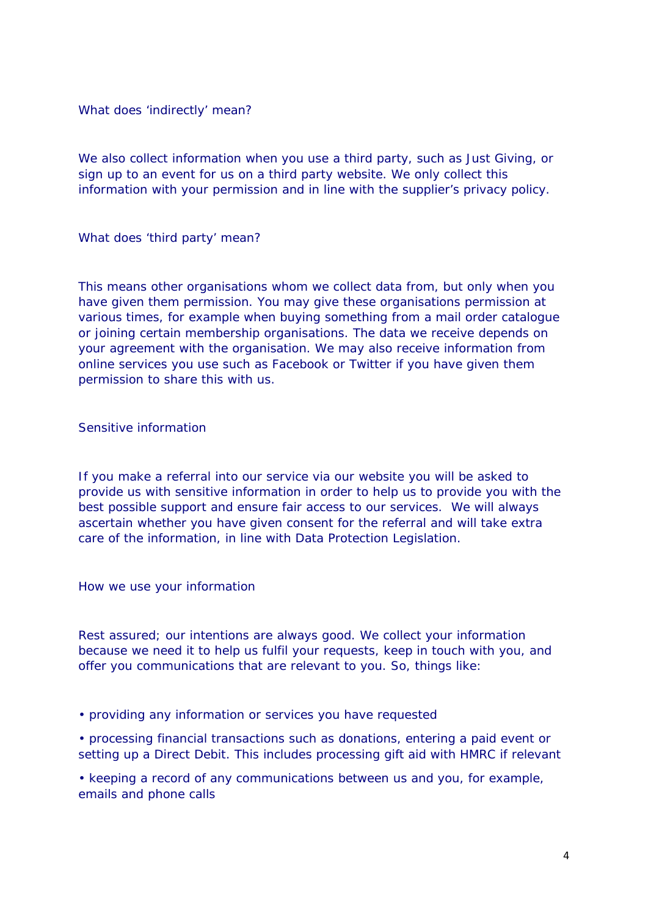## What does 'indirectly' mean?

We also collect information when you use a third party, such as Just Giving, or sign up to an event for us on a third party website. We only collect this information with your permission and in line with the supplier's privacy policy.

## What does 'third party' mean?

This means other organisations whom we collect data from, but only when you have given them permission. You may give these organisations permission at various times, for example when buying something from a mail order catalogue or joining certain membership organisations. The data we receive depends on your agreement with the organisation. We may also receive information from online services you use such as Facebook or Twitter if you have given them permission to share this with us.

## Sensitive information

If you make a referral into our service via our website you will be asked to provide us with sensitive information in order to help us to provide you with the best possible support and ensure fair access to our services. We will always ascertain whether you have given consent for the referral and will take extra care of the information, in line with Data Protection Legislation.

## How we use your information

Rest assured; our intentions are always good. We collect your information because we need it to help us fulfil your requests, keep in touch with you, and offer you communications that are relevant to you. So, things like:

- providing any information or services you have requested
- processing financial transactions such as donations, entering a paid event or setting up a Direct Debit. This includes processing gift aid with HMRC if relevant
- keeping a record of any communications between us and you, for example, emails and phone calls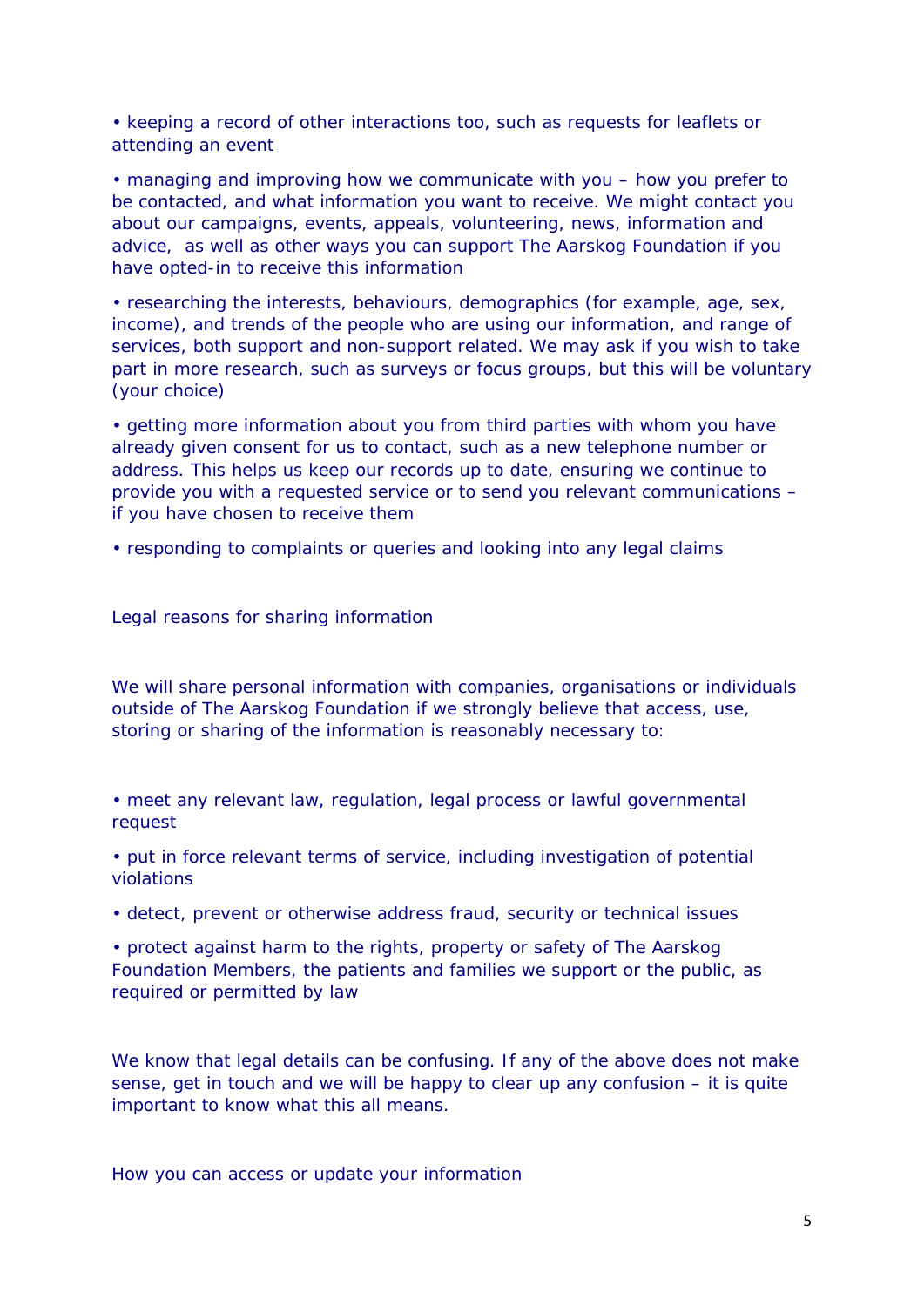• keeping a record of other interactions too, such as requests for leaflets or attending an event

• managing and improving how we communicate with you – how you prefer to be contacted, and what information you want to receive. We might contact you about our campaigns, events, appeals, volunteering, news, information and advice,  as well as other ways you can support The Aarskog Foundation if you have opted-in to receive this information

• researching the interests, behaviours, demographics (for example, age, sex, income), and trends of the people who are using our information, and range of services, both support and non-support related. We may ask if you wish to take part in more research, such as surveys or focus groups, but this will be voluntary (your choice)

• getting more information about you from third parties with whom you have already given consent for us to contact, such as a new telephone number or address. This helps us keep our records up to date, ensuring we continue to provide you with a requested service or to send you relevant communications – if you have chosen to receive them

• responding to complaints or queries and looking into any legal claims

## Legal reasons for sharing information

We will share personal information with companies, organisations or individuals outside of The Aarskog Foundation if we strongly believe that access, use, storing or sharing of the information is reasonably necessary to:

• meet any relevant law, regulation, legal process or lawful governmental request

• put in force relevant terms of service, including investigation of potential violations

• detect, prevent or otherwise address fraud, security or technical issues

• protect against harm to the rights, property or safety of The Aarskog Foundation Members, the patients and families we support or the public, as required or permitted by law

We know that legal details can be confusing. If any of the above does not make sense, get in touch and we will be happy to clear up any confusion – it is quite important to know what this all means.

## How you can access or update your information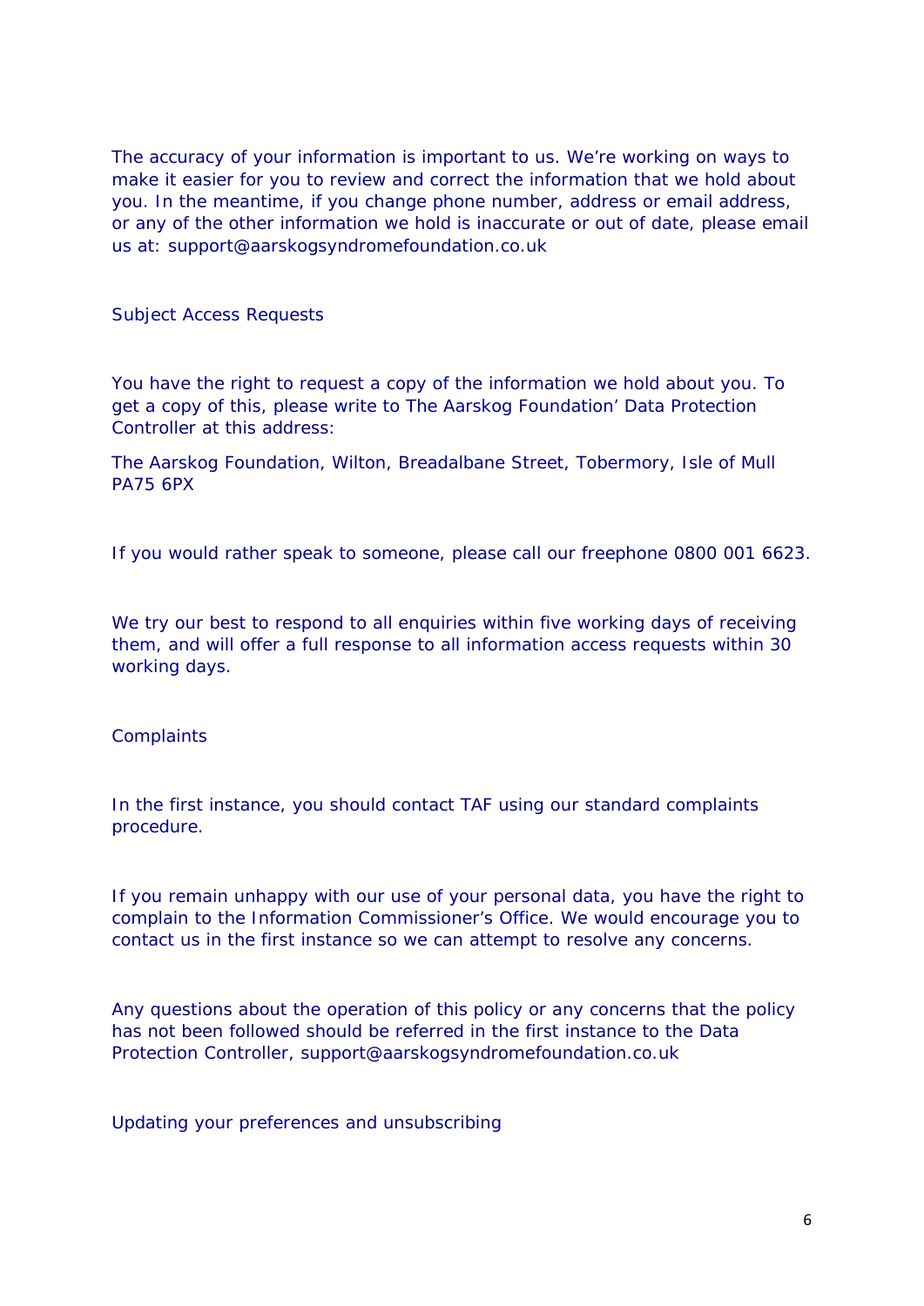The accuracy of your information is important to us. We're working on ways to make it easier for you to review and correct the information that we hold about you. In the meantime, if you change phone number, address or email address, or any of the other information we hold is inaccurate or out of date, please email us at: support@aarskogsyndromefoundation.co.uk

## Subject Access Requests

You have the right to request a copy of the information we hold about you. To get a copy of this, please write to The Aarskog Foundation' Data Protection Controller at this address:

The Aarskog Foundation, Wilton, Breadalbane Street, Tobermory, Isle of Mull PA75 6PX

If you would rather speak to someone, please call our freephone 0800 001 6623.

We try our best to respond to all enquiries within five working days of receiving them, and will offer a full response to all information access requests within 30 working days.

## Complaints

In the first instance, you should contact TAF using our standard complaints procedure.

If you remain unhappy with our use of your personal data, you have the right to complain to the Information Commissioner's Office. We would encourage you to contact us in the first instance so we can attempt to resolve any concerns.

Any questions about the operation of this policy or any concerns that the policy has not been followed should be referred in the first instance to the Data Protection Controller, support@aarskogsyndromefoundation.co.uk

## Updating your preferences and unsubscribing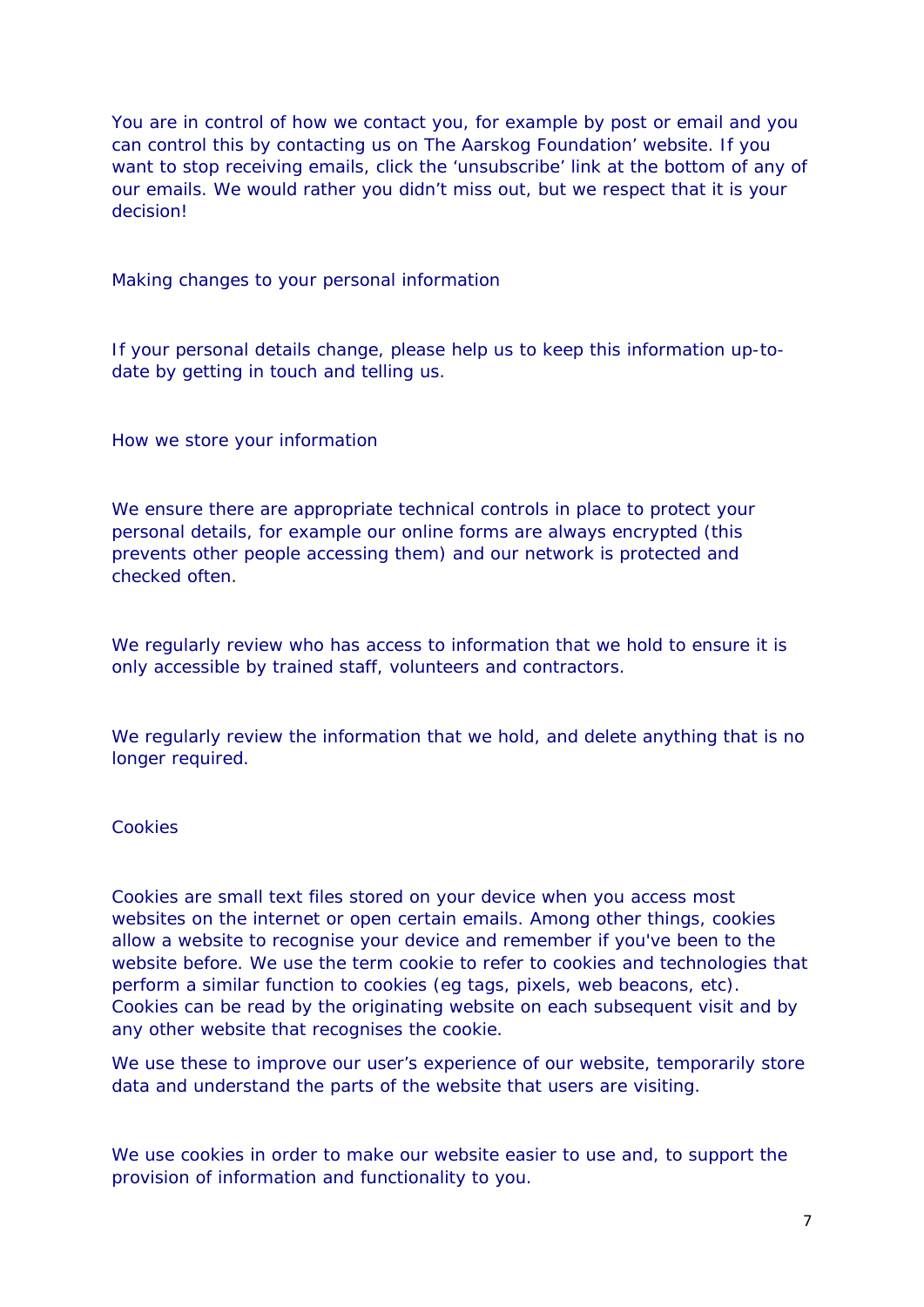You are in control of how we contact you, for example by post or email and you can control this by contacting us on The Aarskog Foundation' website. If you want to stop receiving emails, click the 'unsubscribe' link at the bottom of any of our emails. We would rather you didn't miss out, but we respect that it is your decision!

## Making changes to your personal information

If your personal details change, please help us to keep this information up-to-date by getting in touch and telling us.

## How we store your information

We ensure there are appropriate technical controls in place to protect your personal details, for example our online forms are always encrypted (this prevents other people accessing them) and our network is protected and checked often.

We regularly review who has access to information that we hold to ensure it is only accessible by trained staff, volunteers and contractors.

We regularly review the information that we hold, and delete anything that is no longer required.

## Cookies

Cookies are small text files stored on your device when you access most websites on the internet or open certain emails. Among other things, cookies allow a website to recognise your device and remember if you've been to the website before. We use the term cookie to refer to cookies and technologies that perform a similar function to cookies (eg tags, pixels, web beacons, etc). Cookies can be read by the originating website on each subsequent visit and by any other website that recognises the cookie.

We use these to improve our user's experience of our website, temporarily store data and understand the parts of the website that users are visiting.

We use cookies in order to make our website easier to use and, to support the provision of information and functionality to you.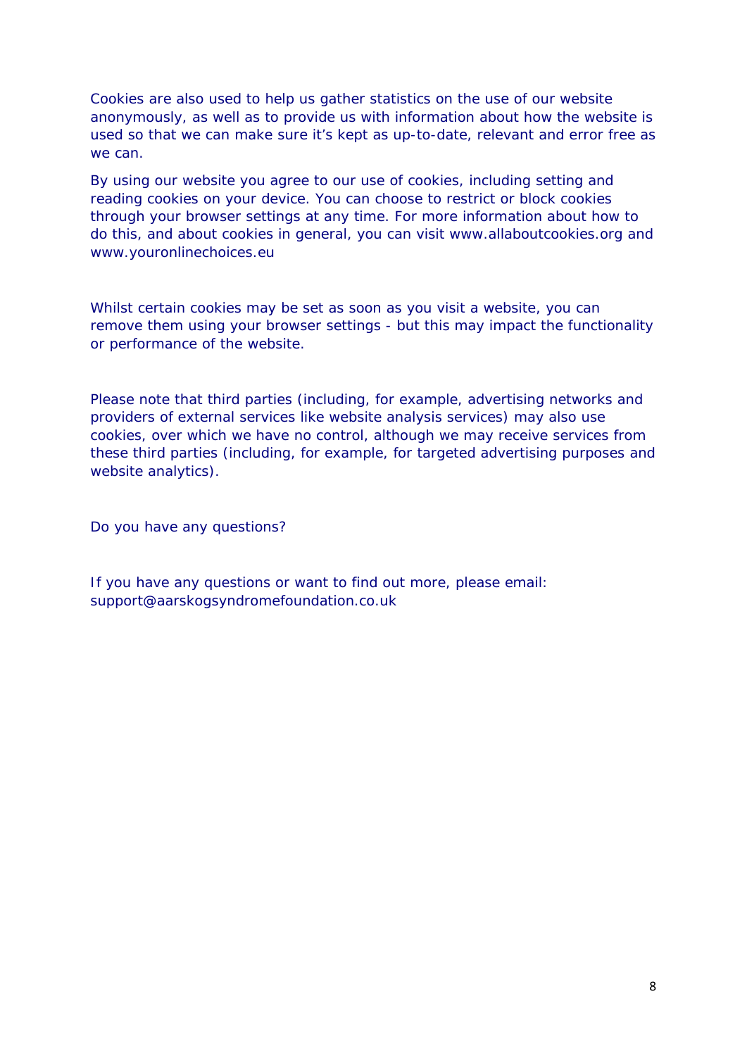Cookies are also used to help us gather statistics on the use of our website anonymously, as well as to provide us with information about how the website is used so that we can make sure it's kept as up-to-date, relevant and error free as we can.

By using our website you agree to our use of cookies, including setting and reading cookies on your device. You can choose to restrict or block cookies through your browser settings at any time. For more information about how to do this, and about cookies in general, you can visit www.allaboutcookies.org and www.youronlinechoices.eu

Whilst certain cookies may be set as soon as you visit a website, you can remove them using your browser settings - but this may impact the functionality or performance of the website.

Please note that third parties (including, for example, advertising networks and providers of external services like website analysis services) may also use cookies, over which we have no control, although we may receive services from these third parties (including, for example, for targeted advertising purposes and website analytics).

Do you have any questions?

If you have any questions or want to find out more, please email: support@aarskogsyndromefoundation.co.uk